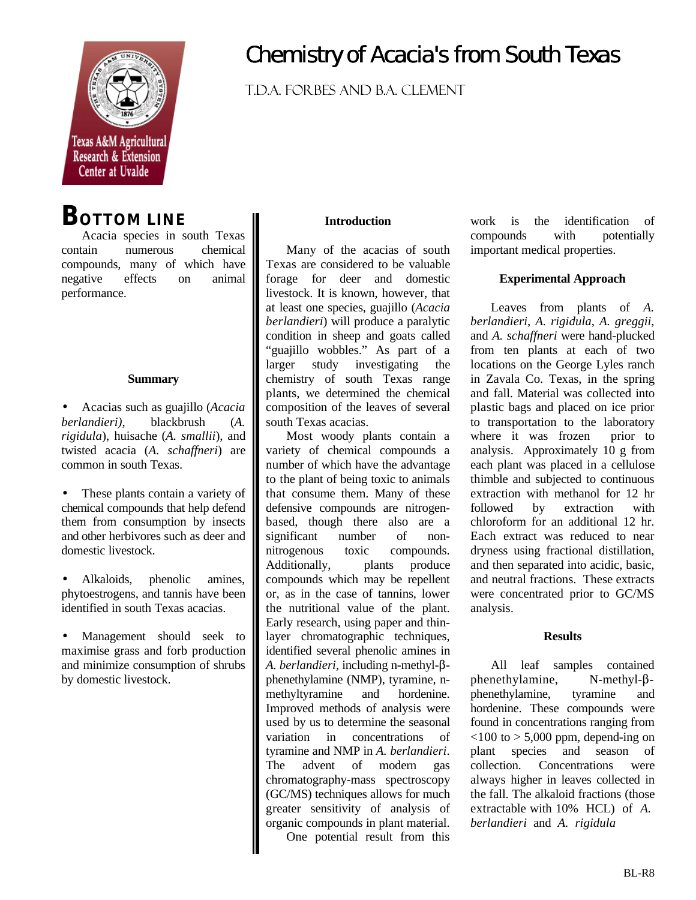# Chemistry of Acacia's from South Texas

T.D.A. Forbes and B.A. Clement

## BOTTOM LINE

Acacia species in south Texas contain numerous chemical compounds, many of which have negative effects on animal performance.

### Summary

- Acacias such as guajillo (*Acacia berlandieri)*, blackbrush (*A. rigidula*), huisache (*A. smallii*), and twisted acacia (*A. schaffneri*) are common in south Texas.
- These plants contain a variety of chemical compounds that help defend them from consumption by insects and other herbivores such as deer and domestic livestock.
- Alkaloids, phenolic amines, phytoestrogens, and tannis have been identified in south Texas acacias.
- Management should seek to maximise grass and forb production and minimize consumption of shrubs by domestic livestock.

### Introduction

Many of the acacias of south Texas are considered to be valuable forage for deer and domestic livestock. It is known, however, that at least one species, guajillo (*Acacia berlandieri*) will produce a paralytic condition in sheep and goats called "guajillo wobbles." As part of a larger study investigating the chemistry of south Texas range plants, we determined the chemical composition of the leaves of several south Texas acacias.

Most woody plants contain a variety of chemical compounds a number of which have the advantage to the plant of being toxic to animals that consume them. Many of these defensive compounds are nitrogen-based, though there also are a significant number of non-nitrogenous toxic compounds. Additionally, plants produce compounds which may be repellent or, as in the case of tannins, lower the nutritional value of the plant. Early research, using paper and thin-layer chromatographic techniques, identified several phenolic amines in *A. berlandieri*, including n-methyl-β-phenethylamine (NMP), tyramine, n-methyltyramine and hordenine. Improved methods of analysis were used by us to determine the seasonal variation in concentrations of tyramine and NMP in *A. berlandieri*. The advent of modern gas chromatography-mass spectroscopy (GC/MS) techniques allows for much greater sensitivity of analysis of organic compounds in plant material.

One potential result from this work is the identification of compounds with potentially important medical properties.

### Experimental Approach

Leaves from plants of *A. berlandieri*, *A. rigidula*, *A. greggii*, and *A. schaffneri* were hand-plucked from ten plants at each of two locations on the George Lyles ranch in Zavala Co. Texas, in the spring and fall. Material was collected into plastic bags and placed on ice prior to transportation to the laboratory where it was frozen prior to analysis. Approximately 10 g from each plant was placed in a cellulose thimble and subjected to continuous extraction with methanol for 12 hr followed by extraction with chloroform for an additional 12 hr. Each extract was reduced to near dryness using fractional distillation, and then separated into acidic, basic, and neutral fractions. These extracts were concentrated prior to GC/MS analysis.

### Results

All leaf samples contained phenethylamine, N-methyl-β-phenethylamine, tyramine and hordenine. These compounds were found in concentrations ranging from <100 to > 5,000 ppm, depend-ing on plant species and season of collection. Concentrations were always higher in leaves collected in the fall. The alkaloid fractions (those extractable with 10% HCL) of *A. berlandieri* and *A. rigidula*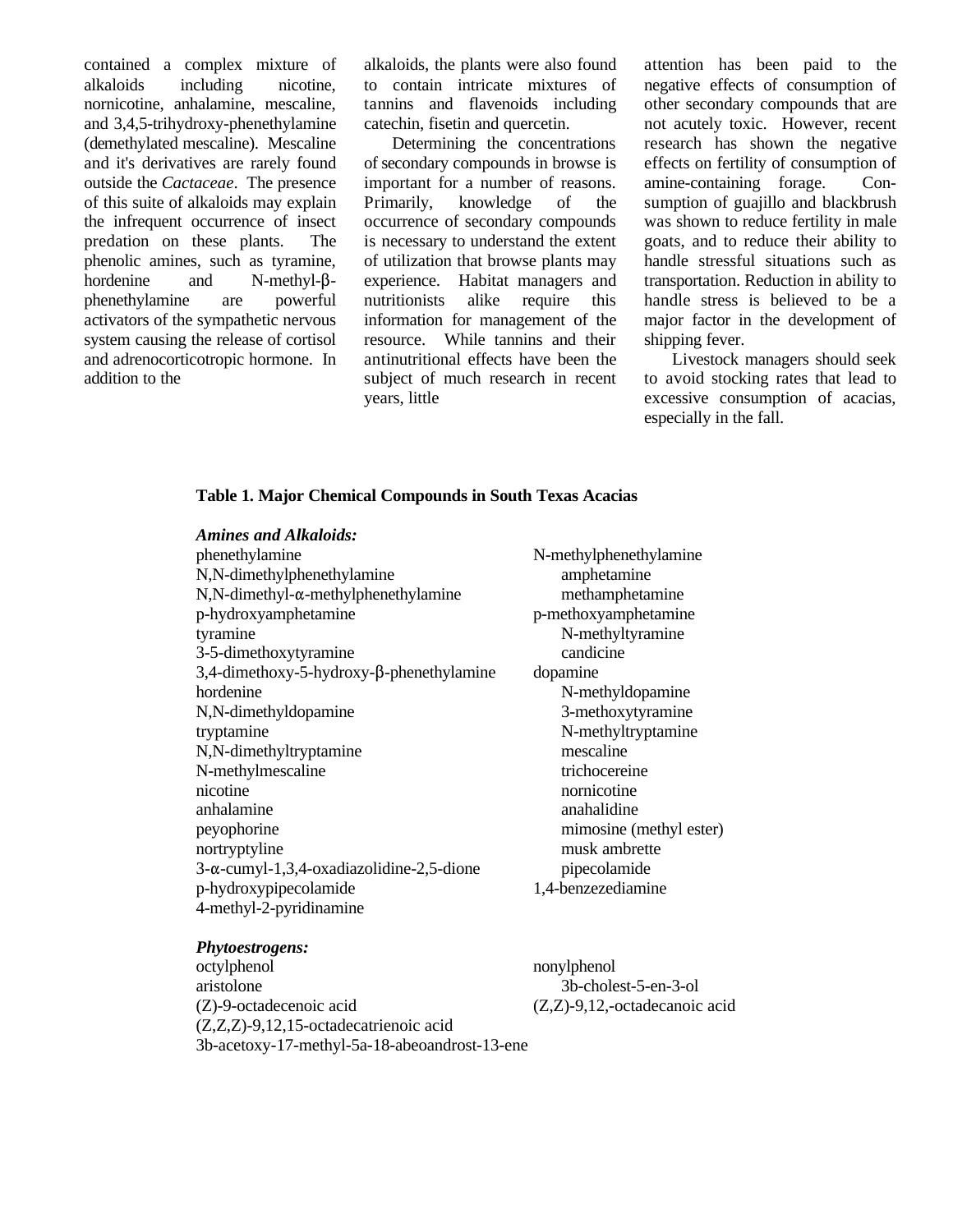contained a complex mixture of alkaloids including nicotine, nornicotine, anhalamine, mescaline, and 3,4,5-trihydroxy-phenethylamine (demethylated mescaline). Mescaline and it's derivatives are rarely found outside the *Cactaceae*. The presence of this suite of alkaloids may explain the infrequent occurrence of insect predation on these plants. The phenolic amines, such as tyramine, hordenine and N-methyl-β-phenethylamine are powerful activators of the sympathetic nervous system causing the release of cortisol and adrenocorticotropic hormone. In addition to the alkaloids, the plants were also found to contain intricate mixtures of tannins and flavenoids including catechin, fisetin and quercetin.

Determining the concentrations of secondary compounds in browse is important for a number of reasons. Primarily, knowledge of the occurrence of secondary compounds is necessary to understand the extent of utilization that browse plants may experience. Habitat managers and nutritionists alike require this information for management of the resource. While tannins and their antinutritional effects have been the subject of much research in recent years, little attention has been paid to the negative effects of consumption of other secondary compounds that are not acutely toxic. However, recent research has shown the negative effects on fertility of consumption of amine-containing forage. Consumption of guajillo and blackbrush was shown to reduce fertility in male goats, and to reduce their ability to handle stressful situations such as transportation. Reduction in ability to handle stress is believed to be a major factor in the development of shipping fever.

Livestock managers should seek to avoid stocking rates that lead to excessive consumption of acacias, especially in the fall.

**Table 1. Major Chemical Compounds in South Texas Acacias**

| | |
|---|---|
| ***Amines and Alkaloids:*** | |
| phenethylamine | N-methylphenethylamine |
| N,N-dimethylphenethylamine | amphetamine |
| N,N-dimethyl-α-methylphenethylamine | methamphetamine |
| p-hydroxyamphetamine | p-methoxyamphetamine |
| tyramine | N-methyltyramine |
| 3-5-dimethoxytyramine | candicine |
| 3,4-dimethoxy-5-hydroxy-β-phenethylamine | dopamine |
| hordenine | N-methyldopamine |
| N,N-dimethyldopamine | 3-methoxytyramine |
| tryptamine | N-methyltryptamine |
| N,N-dimethyltryptamine | mescaline |
| N-methylmescaline | trichocereine |
| nicotine | nornicotine |
| anhalamine | anahalidine |
| peyophorine | mimosine (methyl ester) |
| nortryptyline | musk ambrette |
| 3-α-cumyl-1,3,4-oxadiazolidine-2,5-dione | pipecolamide |
| p-hydroxypipecolamide | 1,4-benzezediamine |
| 4-methyl-2-pyridinamine | |
| ***Phytoestrogens:*** | |
| octylphenol | nonylphenol |
| aristolone | 3b-cholest-5-en-3-ol |
| (Z)-9-octadecenoic acid | (Z,Z)-9,12,-octadecanoic acid |
| (Z,Z,Z)-9,12,15-octadecatrienoic acid | |
| 3b-acetoxy-17-methyl-5a-18-abeoandrost-13-ene | |